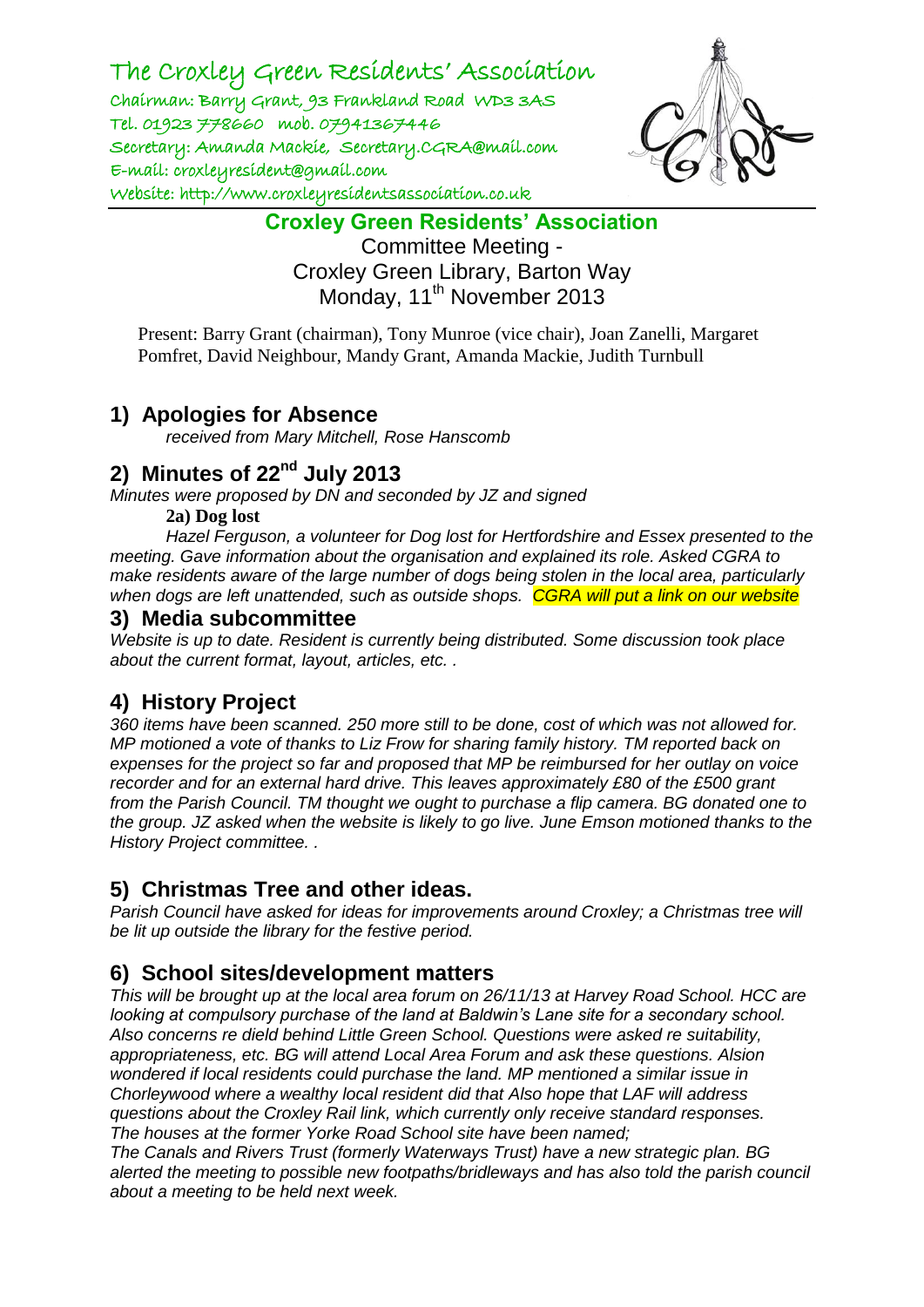# The Croxley Green Residents' Association

Chairman: Barry Grant, 93 Frankland Road WD3 3AS
Tel. 01923 778660 mob. 07941367446
Secretary: Amanda Mackie, Secretary.CGRA@mail.com
E-mail: croxleyresident@gmail.com
Website: http://www.croxleyresidentsassociation.co.uk

**Croxley Green Residents' Association**
Committee Meeting -
Croxley Green Library, Barton Way
Monday, 11th November 2013

Present: Barry Grant (chairman), Tony Munroe (vice chair), Joan Zanelli, Margaret Pomfret, David Neighbour, Mandy Grant, Amanda Mackie, Judith Turnbull

## 1) Apologies for Absence

*received from Mary Mitchell, Rose Hanscomb*

## 2) Minutes of 22nd July 2013

*Minutes were proposed by DN and seconded by JZ and signed*

**2a) Dog lost**

*Hazel Ferguson, a volunteer for Dog lost for Hertfordshire and Essex presented to the meeting. Gave information about the organisation and explained its role. Asked CGRA to make residents aware of the large number of dogs being stolen in the local area, particularly when dogs are left unattended, such as outside shops. CGRA will put a link on our website*

## 3) Media subcommittee

*Website is up to date. Resident is currently being distributed. Some discussion took place about the current format, layout, articles, etc. .*

## 4) History Project

*360 items have been scanned. 250 more still to be done, cost of which was not allowed for. MP motioned a vote of thanks to Liz Frow for sharing family history. TM reported back on expenses for the project so far and proposed that MP be reimbursed for her outlay on voice recorder and for an external hard drive. This leaves approximately £80 of the £500 grant from the Parish Council. TM thought we ought to purchase a flip camera. BG donated one to the group. JZ asked when the website is likely to go live. June Emson motioned thanks to the History Project committee. .*

## 5) Christmas Tree and other ideas.

*Parish Council have asked for ideas for improvements around Croxley; a Christmas tree will be lit up outside the library for the festive period.*

## 6) School sites/development matters

*This will be brought up at the local area forum on 26/11/13 at Harvey Road School. HCC are looking at compulsory purchase of the land at Baldwin's Lane site for a secondary school. Also concerns re dield behind Little Green School. Questions were asked re suitability, appropriateness, etc. BG will attend Local Area Forum and ask these questions. Alsion wondered if local residents could purchase the land. MP mentioned a similar issue in Chorleywood where a wealthy local resident did that Also hope that LAF will address questions about the Croxley Rail link, which currently only receive standard responses. The houses at the former Yorke Road School site have been named;*

*The Canals and Rivers Trust (formerly Waterways Trust) have a new strategic plan. BG alerted the meeting to possible new footpaths/bridleways and has also told the parish council about a meeting to be held next week.*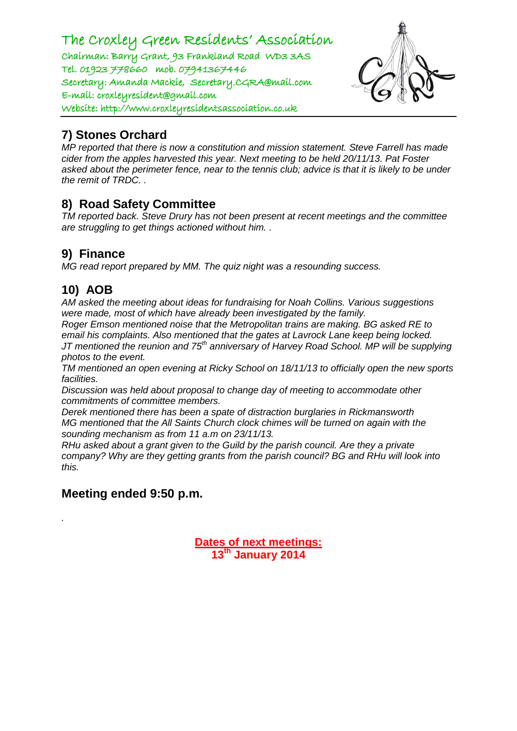# The Croxley Green Residents' Association

Chairman: Barry Grant, 93 Frankland Road WD3 3AS
Tel. 01923 778660 mob. 07941367446
Secretary: Amanda Mackie, Secretary.CGRA@mail.com
E-mail: croxleyresident@gmail.com
Website: http://www.croxleyresidentsassociation.co.uk

## 7) Stones Orchard

*MP reported that there is now a constitution and mission statement. Steve Farrell has made cider from the apples harvested this year. Next meeting to be held 20/11/13. Pat Foster asked about the perimeter fence, near to the tennis club; advice is that it is likely to be under the remit of TRDC. .*

## 8) Road Safety Committee

*TM reported back. Steve Drury has not been present at recent meetings and the committee are struggling to get things actioned without him. .*

## 9) Finance

*MG read report prepared by MM. The quiz night was a resounding success.*

## 10) AOB

*AM asked the meeting about ideas for fundraising for Noah Collins. Various suggestions were made, most of which have already been investigated by the family.*
*Roger Emson mentioned noise that the Metropolitan trains are making. BG asked RE to email his complaints. Also mentioned that the gates at Lavrock Lane keep being locked.*
*JT mentioned the reunion and 75th anniversary of Harvey Road School. MP will be supplying photos to the event.*
*TM mentioned an open evening at Ricky School on 18/11/13 to officially open the new sports facilities.*
*Discussion was held about proposal to change day of meeting to accommodate other commitments of committee members.*
*Derek mentioned there has been a spate of distraction burglaries in Rickmansworth*
*MG mentioned that the All Saints Church clock chimes will be turned on again with the sounding mechanism as from 11 a.m on 23/11/13.*
*RHu asked about a grant given to the Guild by the parish council. Are they a private company? Why are they getting grants from the parish council? BG and RHu will look into this.*

## Meeting ended 9:50 p.m.

.

**Dates of next meetings:**
**13th January 2014**